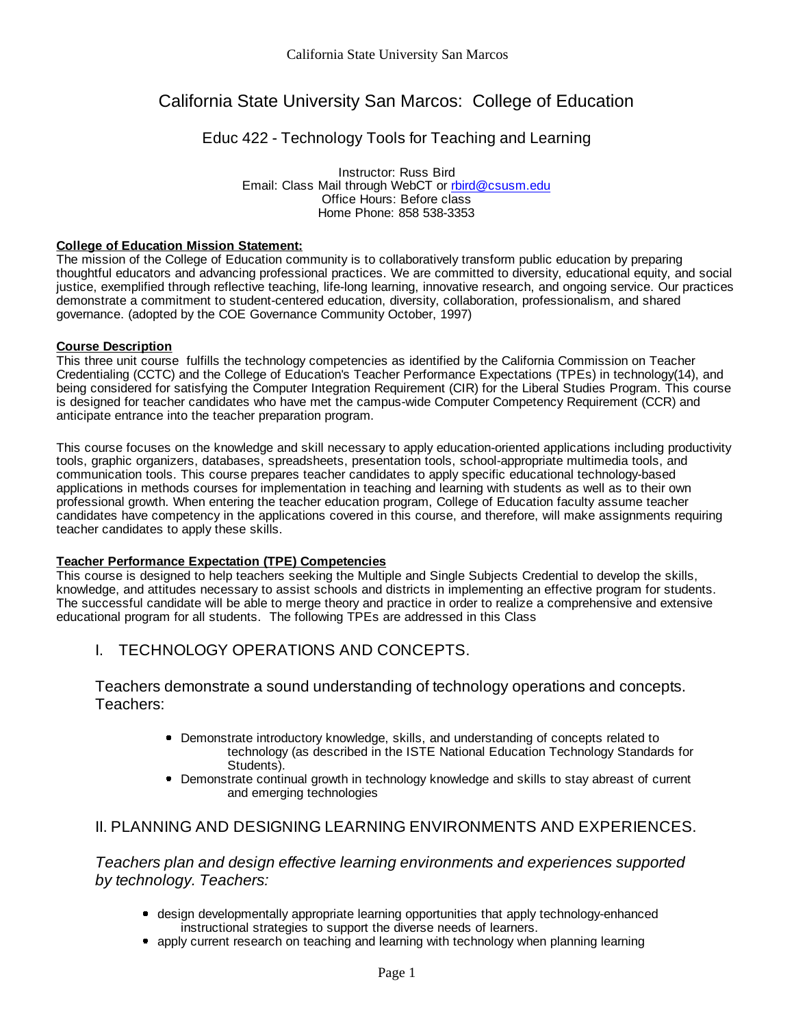# California State University San Marcos: College of Education

## Educ 422 - Technology Tools for Teaching and Learning

Instructor: Russ Bird
Email: Class Mail through WebCT or rbird@csusm.edu
Office Hours: Before class
Home Phone: 858 538-3353

**College of Education Mission Statement:**
The mission of the College of Education community is to collaboratively transform public education by preparing thoughtful educators and advancing professional practices. We are committed to diversity, educational equity, and social justice, exemplified through reflective teaching, life-long learning, innovative research, and ongoing service. Our practices demonstrate a commitment to student-centered education, diversity, collaboration, professionalism, and shared governance. (adopted by the COE Governance Community October, 1997)

**Course Description**
This three unit course fulfills the technology competencies as identified by the California Commission on Teacher Credentialing (CCTC) and the College of Education's Teacher Performance Expectations (TPEs) in technology(14), and being considered for satisfying the Computer Integration Requirement (CIR) for the Liberal Studies Program. This course is designed for teacher candidates who have met the campus-wide Computer Competency Requirement (CCR) and anticipate entrance into the teacher preparation program.

This course focuses on the knowledge and skill necessary to apply education-oriented applications including productivity tools, graphic organizers, databases, spreadsheets, presentation tools, school-appropriate multimedia tools, and communication tools. This course prepares teacher candidates to apply specific educational technology-based applications in methods courses for implementation in teaching and learning with students as well as to their own professional growth. When entering the teacher education program, College of Education faculty assume teacher candidates have competency in the applications covered in this course, and therefore, will make assignments requiring teacher candidates to apply these skills.

**Teacher Performance Expectation (TPE) Competencies**
This course is designed to help teachers seeking the Multiple and Single Subjects Credential to develop the skills, knowledge, and attitudes necessary to assist schools and districts in implementing an effective program for students. The successful candidate will be able to merge theory and practice in order to realize a comprehensive and extensive educational program for all students. The following TPEs are addressed in this Class

### I. TECHNOLOGY OPERATIONS AND CONCEPTS.

Teachers demonstrate a sound understanding of technology operations and concepts. Teachers:

- Demonstrate introductory knowledge, skills, and understanding of concepts related to technology (as described in the ISTE National Education Technology Standards for Students).
- Demonstrate continual growth in technology knowledge and skills to stay abreast of current and emerging technologies

### II. PLANNING AND DESIGNING LEARNING ENVIRONMENTS AND EXPERIENCES.

*Teachers plan and design effective learning environments and experiences supported by technology. Teachers:*

- design developmentally appropriate learning opportunities that apply technology-enhanced instructional strategies to support the diverse needs of learners.
- apply current research on teaching and learning with technology when planning learning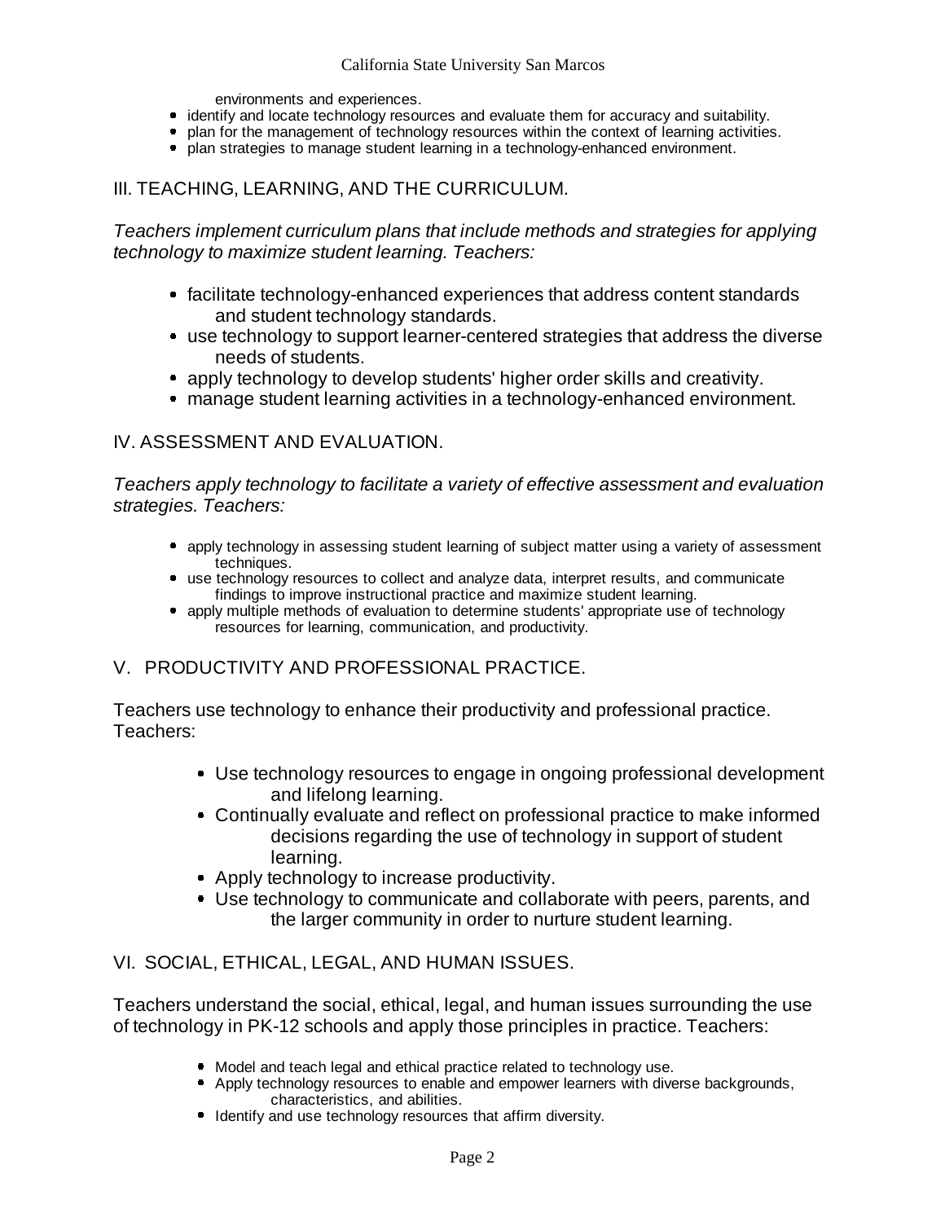environments and experiences.

- identify and locate technology resources and evaluate them for accuracy and suitability.
- plan for the management of technology resources within the context of learning activities.
- plan strategies to manage student learning in a technology-enhanced environment.

## III. TEACHING, LEARNING, AND THE CURRICULUM.

*Teachers implement curriculum plans that include methods and strategies for applying technology to maximize student learning. Teachers:*

- facilitate technology-enhanced experiences that address content standards and student technology standards.
- use technology to support learner-centered strategies that address the diverse needs of students.
- apply technology to develop students' higher order skills and creativity.
- manage student learning activities in a technology-enhanced environment.

## IV. ASSESSMENT AND EVALUATION.

*Teachers apply technology to facilitate a variety of effective assessment and evaluation strategies. Teachers:*

- apply technology in assessing student learning of subject matter using a variety of assessment techniques.
- use technology resources to collect and analyze data, interpret results, and communicate findings to improve instructional practice and maximize student learning.
- apply multiple methods of evaluation to determine students' appropriate use of technology resources for learning, communication, and productivity.

## V. PRODUCTIVITY AND PROFESSIONAL PRACTICE.

Teachers use technology to enhance their productivity and professional practice. Teachers:

- Use technology resources to engage in ongoing professional development and lifelong learning.
- Continually evaluate and reflect on professional practice to make informed decisions regarding the use of technology in support of student learning.
- Apply technology to increase productivity.
- Use technology to communicate and collaborate with peers, parents, and the larger community in order to nurture student learning.

## VI. SOCIAL, ETHICAL, LEGAL, AND HUMAN ISSUES.

Teachers understand the social, ethical, legal, and human issues surrounding the use of technology in PK-12 schools and apply those principles in practice. Teachers:

- Model and teach legal and ethical practice related to technology use.
- Apply technology resources to enable and empower learners with diverse backgrounds, characteristics, and abilities.
- Identify and use technology resources that affirm diversity.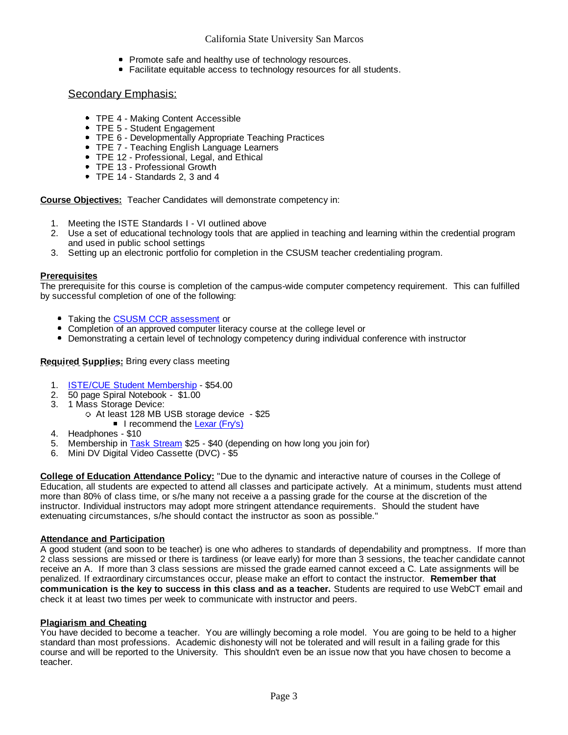- Promote safe and healthy use of technology resources.
- Facilitate equitable access to technology resources for all students.

## Secondary Emphasis:

- TPE 4 - Making Content Accessible
- TPE 5 - Student Engagement
- TPE 6 - Developmentally Appropriate Teaching Practices
- TPE 7 - Teaching English Language Learners
- TPE 12 - Professional, Legal, and Ethical
- TPE 13 - Professional Growth
- TPE 14 - Standards 2, 3 and 4

**Course Objectives:** Teacher Candidates will demonstrate competency in:

1. Meeting the ISTE Standards I - VI outlined above
2. Use a set of educational technology tools that are applied in teaching and learning within the credential program and used in public school settings
3. Setting up an electronic portfolio for completion in the CSUSM teacher credentialing program.

**Prerequisites**

The prerequisite for this course is completion of the campus-wide computer competency requirement. This can fulfilled by successful completion of one of the following:

- Taking the CSUSM CCR assessment or
- Completion of an approved computer literacy course at the college level or
- Demonstrating a certain level of technology competency during individual conference with instructor

**Required Supplies:** Bring every class meeting

1. ISTE/CUE Student Membership - $54.00
2. 50 page Spiral Notebook - $1.00
3. 1 Mass Storage Device:
   - At least 128 MB USB storage device - $25
     - I recommend the Lexar (Fry's)
4. Headphones - $10
5. Membership in Task Stream $25 - $40 (depending on how long you join for)
6. Mini DV Digital Video Cassette (DVC) - $5

**College of Education Attendance Policy:** "Due to the dynamic and interactive nature of courses in the College of Education, all students are expected to attend all classes and participate actively. At a minimum, students must attend more than 80% of class time, or s/he many not receive a a passing grade for the course at the discretion of the instructor. Individual instructors may adopt more stringent attendance requirements. Should the student have extenuating circumstances, s/he should contact the instructor as soon as possible."

**Attendance and Participation**

A good student (and soon to be teacher) is one who adheres to standards of dependability and promptness. If more than 2 class sessions are missed or there is tardiness (or leave early) for more than 3 sessions, the teacher candidate cannot receive an A. If more than 3 class sessions are missed the grade earned cannot exceed a C. Late assignments will be penalized. If extraordinary circumstances occur, please make an effort to contact the instructor. **Remember that communication is the key to success in this class and as a teacher.** Students are required to use WebCT email and check it at least two times per week to communicate with instructor and peers.

**Plagiarism and Cheating**

You have decided to become a teacher. You are willingly becoming a role model. You are going to be held to a higher standard than most professions. Academic dishonesty will not be tolerated and will result in a failing grade for this course and will be reported to the University. This shouldn't even be an issue now that you have chosen to become a teacher.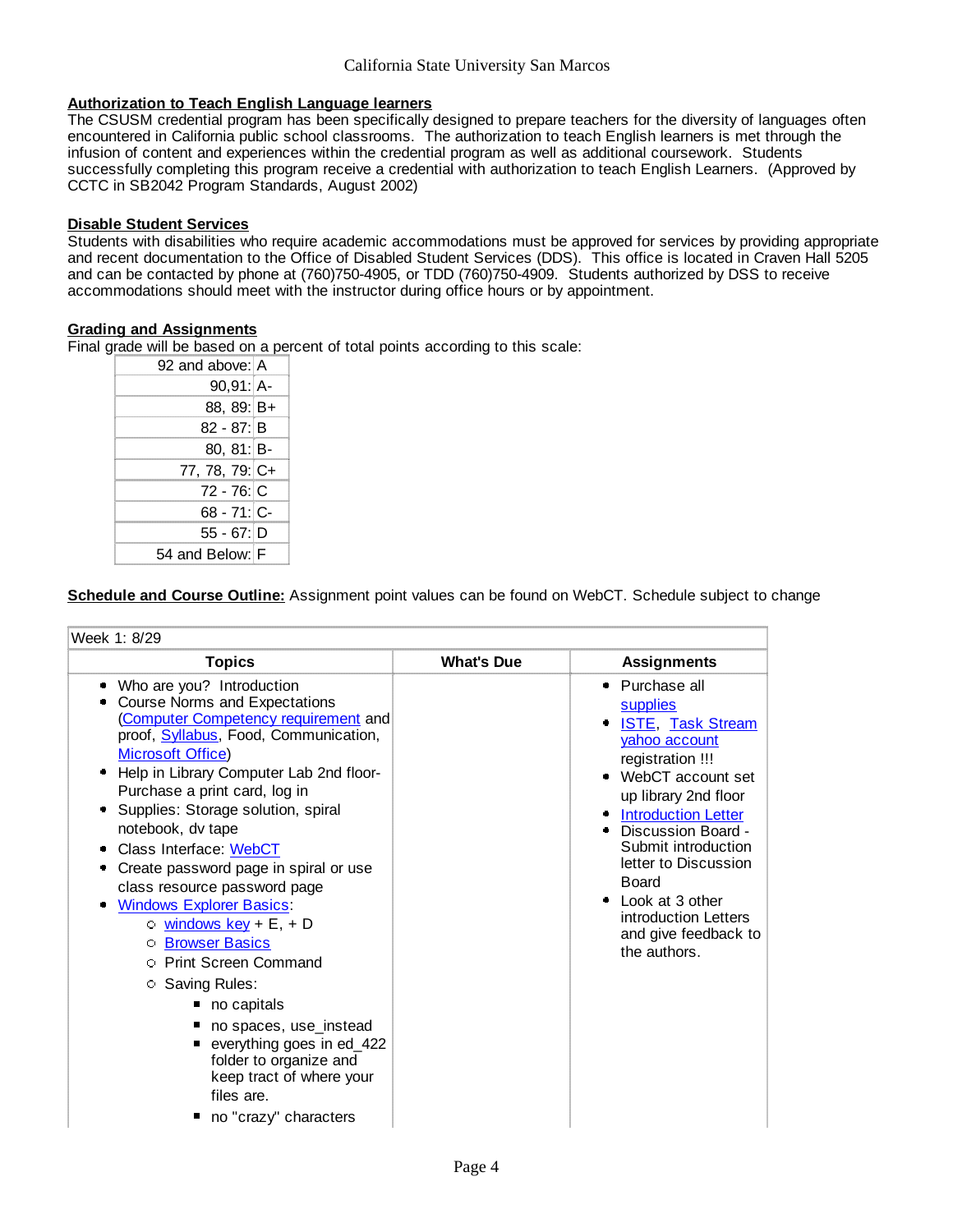**Authorization to Teach English Language learners**

The CSUSM credential program has been specifically designed to prepare teachers for the diversity of languages often encountered in California public school classrooms. The authorization to teach English learners is met through the infusion of content and experiences within the credential program as well as additional coursework. Students successfully completing this program receive a credential with authorization to teach English Learners. (Approved by CCTC in SB2042 Program Standards, August 2002)

**Disable Student Services**

Students with disabilities who require academic accommodations must be approved for services by providing appropriate and recent documentation to the Office of Disabled Student Services (DDS). This office is located in Craven Hall 5205 and can be contacted by phone at (760)750-4905, or TDD (760)750-4909. Students authorized by DSS to receive accommodations should meet with the instructor during office hours or by appointment.

**Grading and Assignments**

Final grade will be based on a percent of total points according to this scale:

| | |
|---|---|
| 92 and above: | A |
| 90,91: | A- |
| 88, 89: | B+ |
| 82 - 87: | B |
| 80, 81: | B- |
| 77, 78, 79: | C+ |
| 72 - 76: | C |
| 68 - 71: | C- |
| 55 - 67: | D |
| 54 and Below: | F |

**Schedule and Course Outline:** Assignment point values can be found on WebCT. Schedule subject to change

| Week 1: 8/29 | | |
|---|---|---|
| **Topics** | **What's Due** | **Assignments** |
| • Who are you? Introduction<br>• Course Norms and Expectations (Computer Competency requirement and proof, Syllabus, Food, Communication, Microsoft Office)<br>• Help in Library Computer Lab 2nd floor- Purchase a print card, log in<br>• Supplies: Storage solution, spiral notebook, dv tape<br>• Class Interface: WebCT<br>• Create password page in spiral or use class resource password page<br>• Windows Explorer Basics:<br>&nbsp;&nbsp;○ windows key + E, + D<br>&nbsp;&nbsp;○ Browser Basics<br>&nbsp;&nbsp;○ Print Screen Command<br>&nbsp;&nbsp;○ Saving Rules:<br>&nbsp;&nbsp;&nbsp;&nbsp;▪ no capitals<br>&nbsp;&nbsp;&nbsp;&nbsp;▪ no spaces, use_instead<br>&nbsp;&nbsp;&nbsp;&nbsp;▪ everything goes in ed_422 folder to organize and keep tract of where your files are.<br>&nbsp;&nbsp;&nbsp;&nbsp;▪ no "crazy" characters | | • Purchase all supplies<br>• ISTE, Task Stream yahoo account registration !!!<br>• WebCT account set up library 2nd floor<br>• Introduction Letter<br>• Discussion Board - Submit introduction letter to Discussion Board<br>• Look at 3 other introduction Letters and give feedback to the authors. |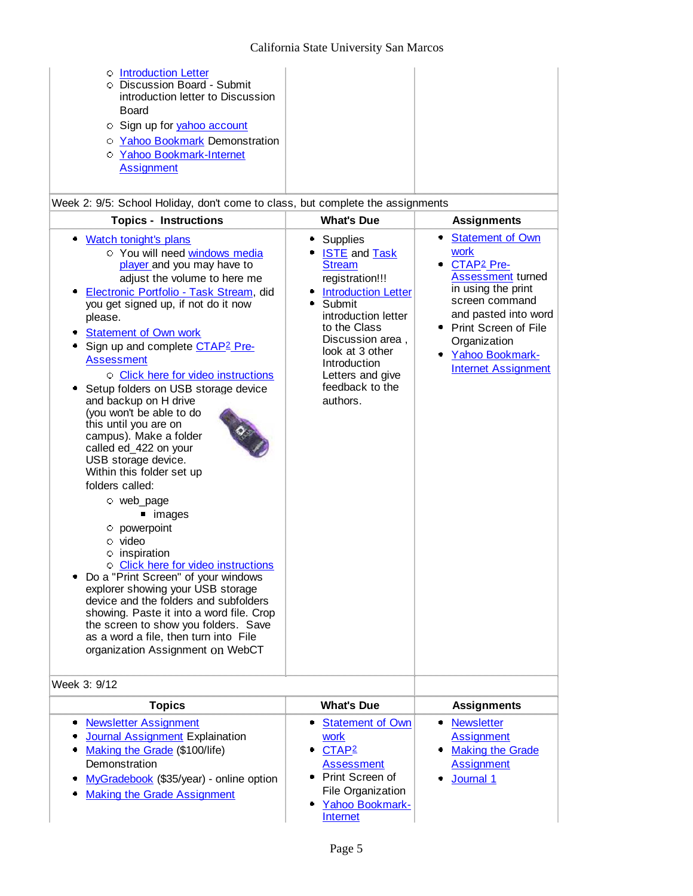| | | |
|---|---|---|
| ○ Introduction Letter<br>○ Discussion Board - Submit introduction letter to Discussion Board<br>○ Sign up for yahoo account<br>○ Yahoo Bookmark Demonstration<br>○ Yahoo Bookmark-Internet Assignment | | |

**Week 2: 9/5: School Holiday, don't come to class, but complete the assignments**

| Topics - Instructions | What's Due | Assignments |
|---|---|---|
| • Watch tonight's plans<br>  ○ You will need windows media player and you may have to adjust the volume to here me<br>• Electronic Portfolio - Task Stream, did you get signed up, if not do it now please.<br>• Statement of Own work<br>• Sign up and complete CTAP2 Pre-Assessment<br>  ○ Click here for video instructions<br>• Setup folders on USB storage device and backup on H drive (you won't be able to do this until you are on campus). Make a folder called ed_422 on your USB storage device. Within this folder set up folders called:<br>  ○ web_page<br>    ▪ images<br>  ○ powerpoint<br>  ○ video<br>  ○ inspiration<br>  ○ Click here for video instructions<br>• Do a "Print Screen" of your windows explorer showing your USB storage device and the folders and subfolders showing. Paste it into a word file. Crop the screen to show you folders. Save as a word a file, then turn into File organization Assignment on WebCT | • Supplies<br>• ISTE and Task Stream registration!!!<br>• Introduction Letter<br>• Submit introduction letter to the Class Discussion area , look at 3 other Introduction Letters and give feedback to the authors. | • Statement of Own work<br>• CTAP2 Pre-Assessment turned in using the print screen command and pasted into word<br>• Print Screen of File Organization<br>• Yahoo Bookmark-Internet Assignment |

**Week 3: 9/12**

| Topics | What's Due | Assignments |
|---|---|---|
| • Newsletter Assignment<br>• Journal Assignment Explaination<br>• Making the Grade ($100/life) Demonstration<br>• MyGradebook ($35/year) - online option<br>• Making the Grade Assignment | • Statement of Own work<br>• CTAP2 Assessment<br>• Print Screen of File Organization<br>• Yahoo Bookmark-Internet | • Newsletter Assignment<br>• Making the Grade Assignment<br>• Journal 1 |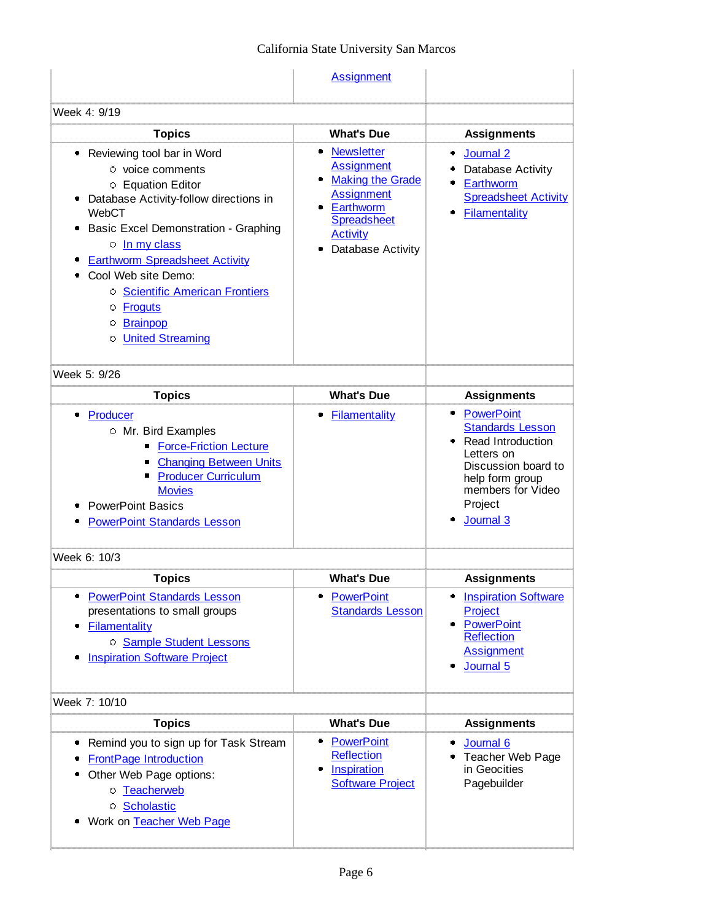| | | |
|---|---|---|
| | Assignment | |
| Week 4: 9/19 | | |
| **Topics** | **What's Due** | **Assignments** |
| • Reviewing tool bar in Word<br>  ○ voice comments<br>  ○ Equation Editor<br>• Database Activity-follow directions in WebCT<br>• Basic Excel Demonstration - Graphing<br>  ○ In my class<br>• Earthworm Spreadsheet Activity<br>• Cool Web site Demo:<br>  ○ Scientific American Frontiers<br>  ○ Froguts<br>  ○ Brainpop<br>  ○ United Streaming | • Newsletter Assignment<br>• Making the Grade Assignment<br>• Earthworm Spreadsheet Activity<br>• Database Activity | • Journal 2<br>• Database Activity<br>• Earthworm Spreadsheet Activity<br>• Filamentality |
| Week 5: 9/26 | | |
| **Topics** | **What's Due** | **Assignments** |
| • Producer<br>  ○ Mr. Bird Examples<br>    ▪ Force-Friction Lecture<br>    ▪ Changing Between Units<br>    ▪ Producer Curriculum Movies<br>• PowerPoint Basics<br>• PowerPoint Standards Lesson | • Filamentality | • PowerPoint Standards Lesson<br>• Read Introduction Letters on Discussion board to help form group members for Video Project<br>• Journal 3 |
| Week 6: 10/3 | | |
| **Topics** | **What's Due** | **Assignments** |
| • PowerPoint Standards Lesson presentations to small groups<br>• Filamentality<br>  ○ Sample Student Lessons<br>• Inspiration Software Project | • PowerPoint Standards Lesson | • Inspiration Software Project<br>• PowerPoint Reflection Assignment<br>• Journal 5 |
| Week 7: 10/10 | | |
| **Topics** | **What's Due** | **Assignments** |
| • Remind you to sign up for Task Stream<br>• FrontPage Introduction<br>• Other Web Page options:<br>  ○ Teacherweb<br>  ○ Scholastic<br>• Work on Teacher Web Page | • PowerPoint Reflection<br>• Inspiration Software Project | • Journal 6<br>• Teacher Web Page in Geocities Pagebuilder |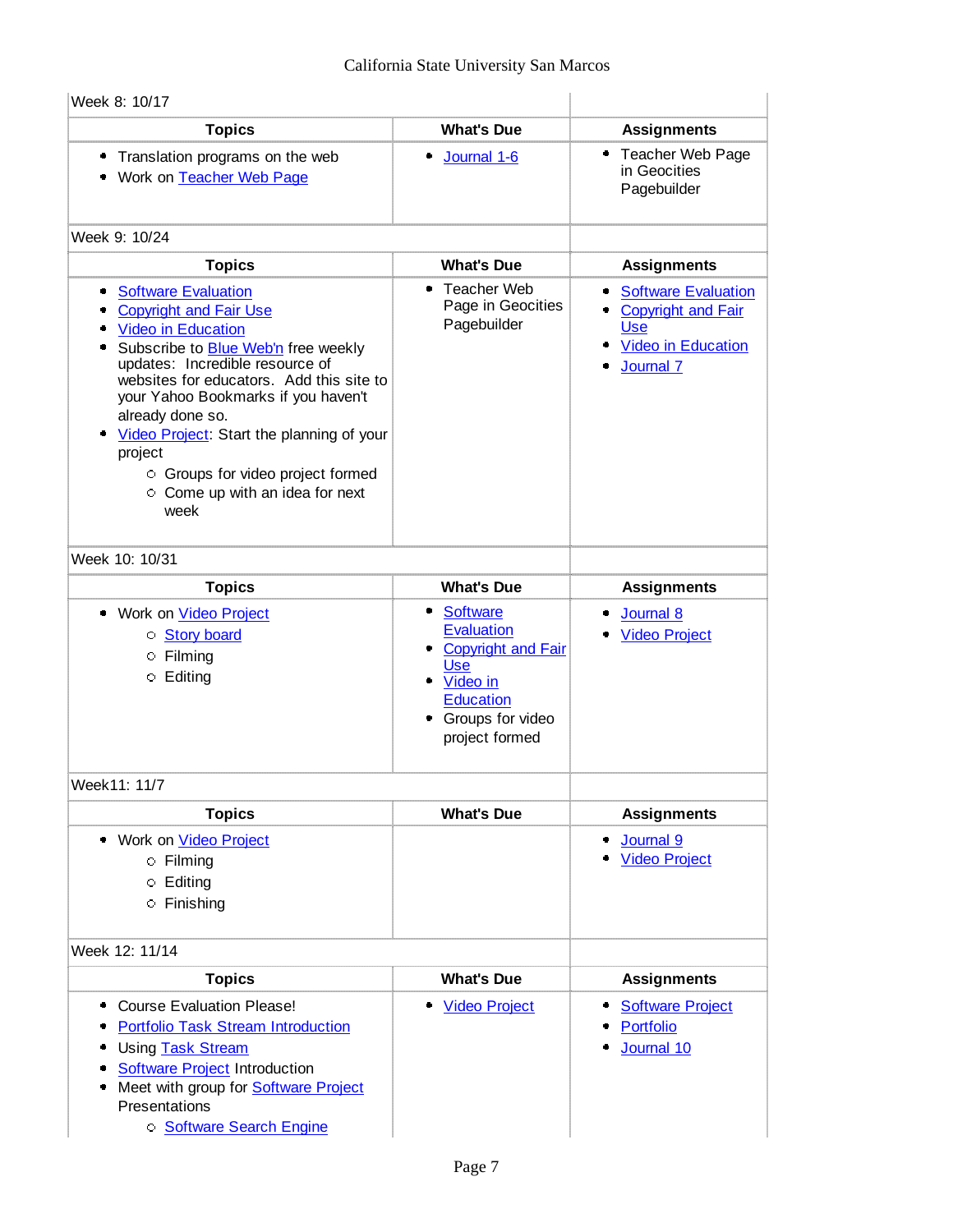Week 8: 10/17

| Topics | What's Due | Assignments |
|---|---|---|
| • Translation programs on the web<br>• Work on Teacher Web Page | • Journal 1-6 | • Teacher Web Page in Geocities Pagebuilder |

Week 9: 10/24

| Topics | What's Due | Assignments |
|---|---|---|
| • Software Evaluation<br>• Copyright and Fair Use<br>• Video in Education<br>• Subscribe to Blue Web'n free weekly updates: Incredible resource of websites for educators. Add this site to your Yahoo Bookmarks if you haven't already done so.<br>• Video Project: Start the planning of your project<br>&nbsp;&nbsp;○ Groups for video project formed<br>&nbsp;&nbsp;○ Come up with an idea for next week | • Teacher Web Page in Geocities Pagebuilder | • Software Evaluation<br>• Copyright and Fair Use<br>• Video in Education<br>• Journal 7 |

Week 10: 10/31

| Topics | What's Due | Assignments |
|---|---|---|
| • Work on Video Project<br>&nbsp;&nbsp;○ Story board<br>&nbsp;&nbsp;○ Filming<br>&nbsp;&nbsp;○ Editing | • Software Evaluation<br>• Copyright and Fair Use<br>• Video in Education<br>• Groups for video project formed | • Journal 8<br>• Video Project |

Week11: 11/7

| Topics | What's Due | Assignments |
|---|---|---|
| • Work on Video Project<br>&nbsp;&nbsp;○ Filming<br>&nbsp;&nbsp;○ Editing<br>&nbsp;&nbsp;○ Finishing | | • Journal 9<br>• Video Project |

Week 12: 11/14

| Topics | What's Due | Assignments |
|---|---|---|
| • Course Evaluation Please!<br>• Portfolio Task Stream Introduction<br>• Using Task Stream<br>• Software Project Introduction<br>• Meet with group for Software Project Presentations<br>&nbsp;&nbsp;○ Software Search Engine | • Video Project | • Software Project<br>• Portfolio<br>• Journal 10 |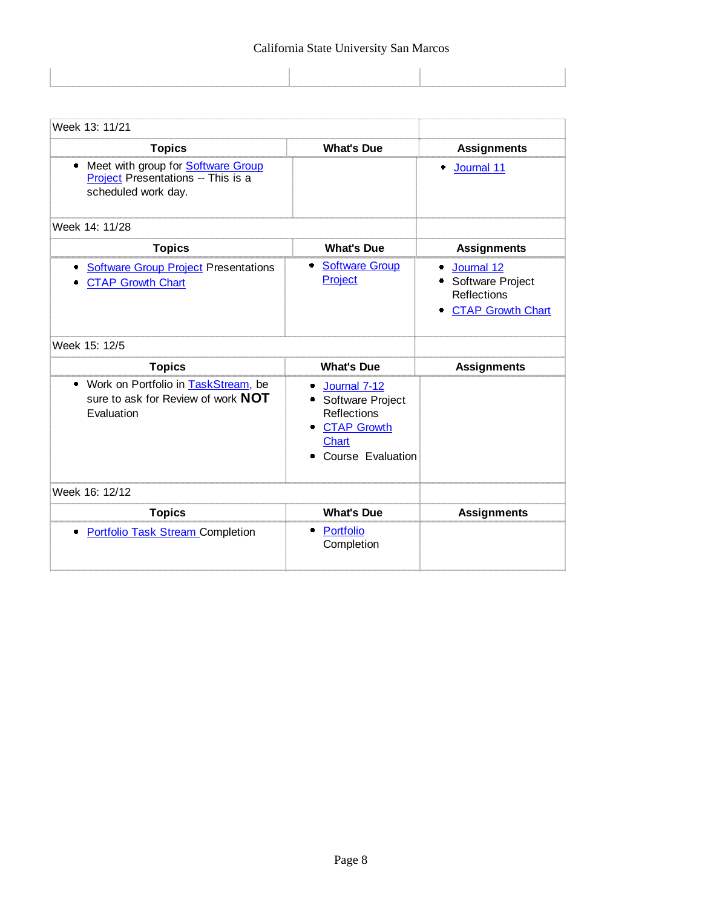| | | |
|---|---|---|
| | | |

| Week 13: 11/21 | | |
|---|---|---|
| **Topics** | **What's Due** | **Assignments** |
| • Meet with group for Software Group Project Presentations -- This is a scheduled work day. | | • Journal 11 |
| Week 14: 11/28 | | |
| **Topics** | **What's Due** | **Assignments** |
| • Software Group Project Presentations<br>• CTAP Growth Chart | • Software Group Project | • Journal 12<br>• Software Project Reflections<br>• CTAP Growth Chart |
| Week 15: 12/5 | | |
| **Topics** | **What's Due** | **Assignments** |
| • Work on Portfolio in TaskStream, be sure to ask for Review of work **NOT** Evaluation | • Journal 7-12<br>• Software Project Reflections<br>• CTAP Growth Chart<br>• Course Evaluation | |
| Week 16: 12/12 | | |
| **Topics** | **What's Due** | **Assignments** |
| • Portfolio Task Stream Completion | • Portfolio Completion | |